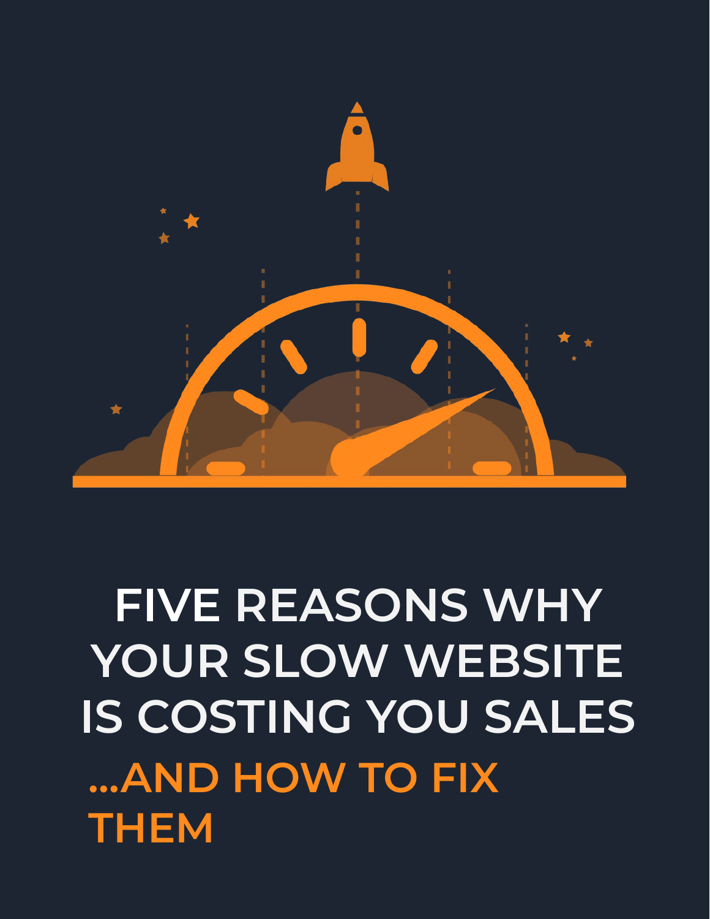# FIVE REASONS WHY YOUR SLOW WEBSITE IS COSTING YOU SALES

## ...AND HOW TO FIX THEM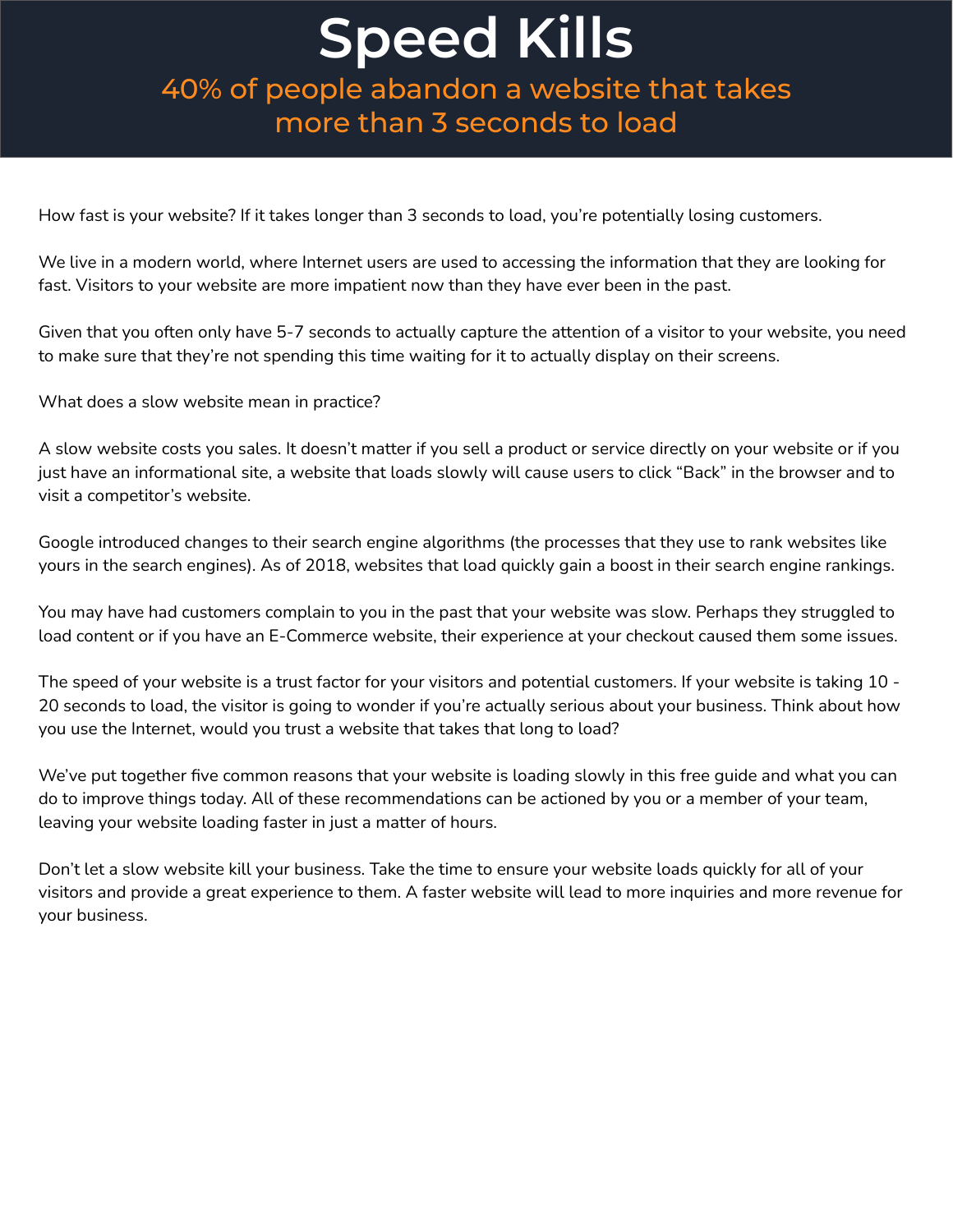# Speed Kills

## 40% of people abandon a website that takes more than 3 seconds to load

How fast is your website? If it takes longer than 3 seconds to load, you're potentially losing customers.

We live in a modern world, where Internet users are used to accessing the information that they are looking for fast. Visitors to your website are more impatient now than they have ever been in the past.

Given that you often only have 5-7 seconds to actually capture the attention of a visitor to your website, you need to make sure that they're not spending this time waiting for it to actually display on their screens.

What does a slow website mean in practice?

A slow website costs you sales. It doesn't matter if you sell a product or service directly on your website or if you just have an informational site, a website that loads slowly will cause users to click "Back" in the browser and to visit a competitor's website.

Google introduced changes to their search engine algorithms (the processes that they use to rank websites like yours in the search engines). As of 2018, websites that load quickly gain a boost in their search engine rankings.

You may have had customers complain to you in the past that your website was slow. Perhaps they struggled to load content or if you have an E-Commerce website, their experience at your checkout caused them some issues.

The speed of your website is a trust factor for your visitors and potential customers. If your website is taking 10 - 20 seconds to load, the visitor is going to wonder if you're actually serious about your business. Think about how you use the Internet, would you trust a website that takes that long to load?

We've put together five common reasons that your website is loading slowly in this free guide and what you can do to improve things today. All of these recommendations can be actioned by you or a member of your team, leaving your website loading faster in just a matter of hours.

Don't let a slow website kill your business. Take the time to ensure your website loads quickly for all of your visitors and provide a great experience to them. A faster website will lead to more inquiries and more revenue for your business.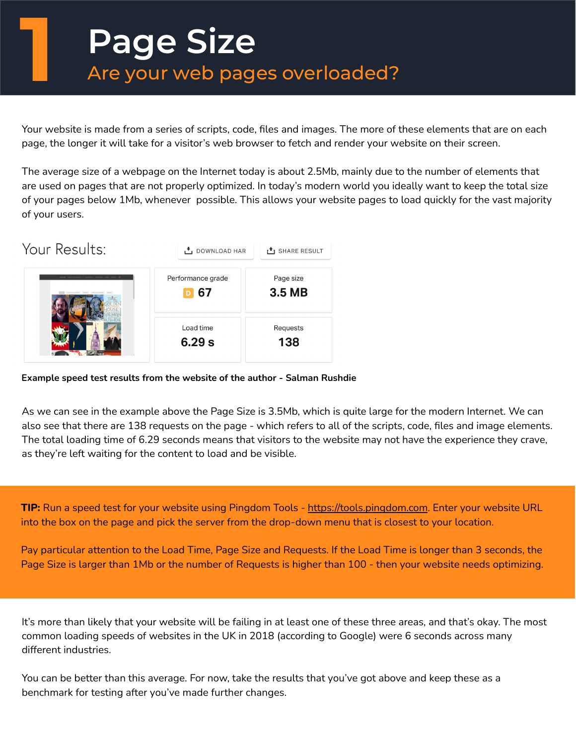# 1 Page Size

## Are your web pages overloaded?

Your website is made from a series of scripts, code, files and images. The more of these elements that are on each page, the longer it will take for a visitor's web browser to fetch and render your website on their screen.

The average size of a webpage on the Internet today is about 2.5Mb, mainly due to the number of elements that are used on pages that are not properly optimized. In today's modern world you ideally want to keep the total size of your pages below 1Mb, whenever possible. This allows your website pages to load quickly for the vast majority of your users.

Your Results:

DOWNLOAD HAR | SHARE RESULT

| Performance grade | Page size |
|---|---|
| D 67 | 3.5 MB |
| **Load time** | **Requests** |
| 6.29 s | 138 |

**Example speed test results from the website of the author - Salman Rushdie**

As we can see in the example above the Page Size is 3.5Mb, which is quite large for the modern Internet. We can also see that there are 138 requests on the page - which refers to all of the scripts, code, files and image elements. The total loading time of 6.29 seconds means that visitors to the website may not have the experience they crave, as they're left waiting for the content to load and be visible.

**TIP:** Run a speed test for your website using Pingdom Tools - https://tools.pingdom.com. Enter your website URL into the box on the page and pick the server from the drop-down menu that is closest to your location.

Pay particular attention to the Load Time, Page Size and Requests. If the Load Time is longer than 3 seconds, the Page Size is larger than 1Mb or the number of Requests is higher than 100 - then your website needs optimizing.

It's more than likely that your website will be failing in at least one of these three areas, and that's okay. The most common loading speeds of websites in the UK in 2018 (according to Google) were 6 seconds across many different industries.

You can be better than this average. For now, take the results that you've got above and keep these as a benchmark for testing after you've made further changes.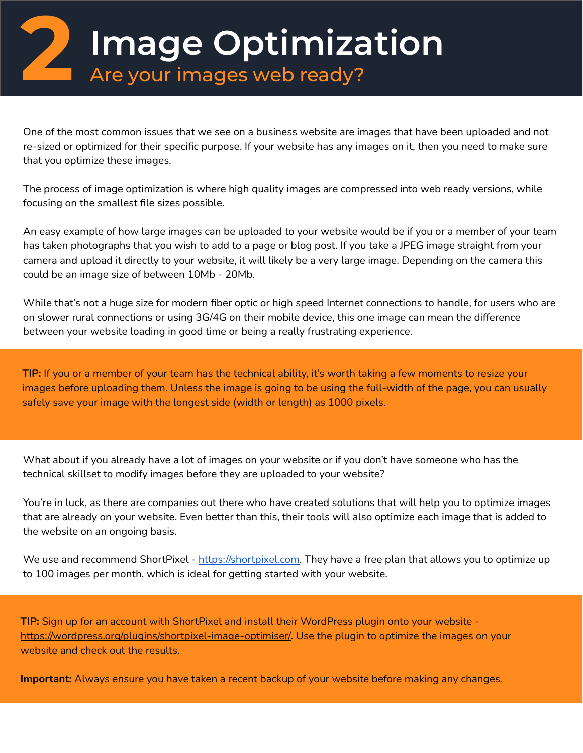# 2 Image Optimization

## Are your images web ready?

One of the most common issues that we see on a business website are images that have been uploaded and not re-sized or optimized for their specific purpose. If your website has any images on it, then you need to make sure that you optimize these images.

The process of image optimization is where high quality images are compressed into web ready versions, while focusing on the smallest file sizes possible.

An easy example of how large images can be uploaded to your website would be if you or a member of your team has taken photographs that you wish to add to a page or blog post. If you take a JPEG image straight from your camera and upload it directly to your website, it will likely be a very large image. Depending on the camera this could be an image size of between 10Mb - 20Mb.

While that's not a huge size for modern fiber optic or high speed Internet connections to handle, for users who are on slower rural connections or using 3G/4G on their mobile device, this one image can mean the difference between your website loading in good time or being a really frustrating experience.

**TIP:** If you or a member of your team has the technical ability, it's worth taking a few moments to resize your images before uploading them. Unless the image is going to be using the full-width of the page, you can usually safely save your image with the longest side (width or length) as 1000 pixels.

What about if you already have a lot of images on your website or if you don't have someone who has the technical skillset to modify images before they are uploaded to your website?

You're in luck, as there are companies out there who have created solutions that will help you to optimize images that are already on your website. Even better than this, their tools will also optimize each image that is added to the website on an ongoing basis.

We use and recommend ShortPixel - [https://shortpixel.com](https://shortpixel.com). They have a free plan that allows you to optimize up to 100 images per month, which is ideal for getting started with your website.

**TIP:** Sign up for an account with ShortPixel and install their WordPress plugin onto your website - [https://wordpress.org/plugins/shortpixel-image-optimiser/](https://wordpress.org/plugins/shortpixel-image-optimiser/). Use the plugin to optimize the images on your website and check out the results.

**Important:** Always ensure you have taken a recent backup of your website before making any changes.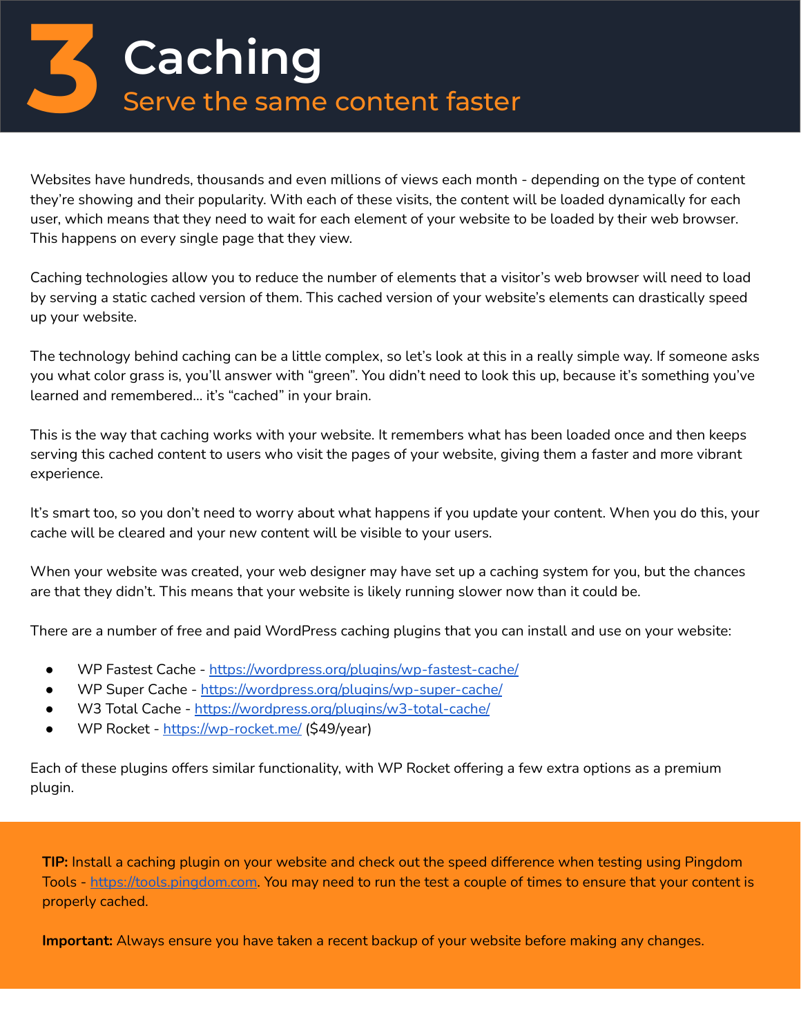# 3 Caching

## Serve the same content faster

Websites have hundreds, thousands and even millions of views each month - depending on the type of content they're showing and their popularity. With each of these visits, the content will be loaded dynamically for each user, which means that they need to wait for each element of your website to be loaded by their web browser. This happens on every single page that they view.

Caching technologies allow you to reduce the number of elements that a visitor's web browser will need to load by serving a static cached version of them. This cached version of your website's elements can drastically speed up your website.

The technology behind caching can be a little complex, so let's look at this in a really simple way. If someone asks you what color grass is, you'll answer with "green". You didn't need to look this up, because it's something you've learned and remembered... it's "cached" in your brain.

This is the way that caching works with your website. It remembers what has been loaded once and then keeps serving this cached content to users who visit the pages of your website, giving them a faster and more vibrant experience.

It's smart too, so you don't need to worry about what happens if you update your content. When you do this, your cache will be cleared and your new content will be visible to your users.

When your website was created, your web designer may have set up a caching system for you, but the chances are that they didn't. This means that your website is likely running slower now than it could be.

There are a number of free and paid WordPress caching plugins that you can install and use on your website:

- WP Fastest Cache - https://wordpress.org/plugins/wp-fastest-cache/
- WP Super Cache - https://wordpress.org/plugins/wp-super-cache/
- W3 Total Cache - https://wordpress.org/plugins/w3-total-cache/
- WP Rocket - https://wp-rocket.me/ ($49/year)

Each of these plugins offers similar functionality, with WP Rocket offering a few extra options as a premium plugin.

**TIP:** Install a caching plugin on your website and check out the speed difference when testing using Pingdom Tools - https://tools.pingdom.com. You may need to run the test a couple of times to ensure that your content is properly cached.

**Important:** Always ensure you have taken a recent backup of your website before making any changes.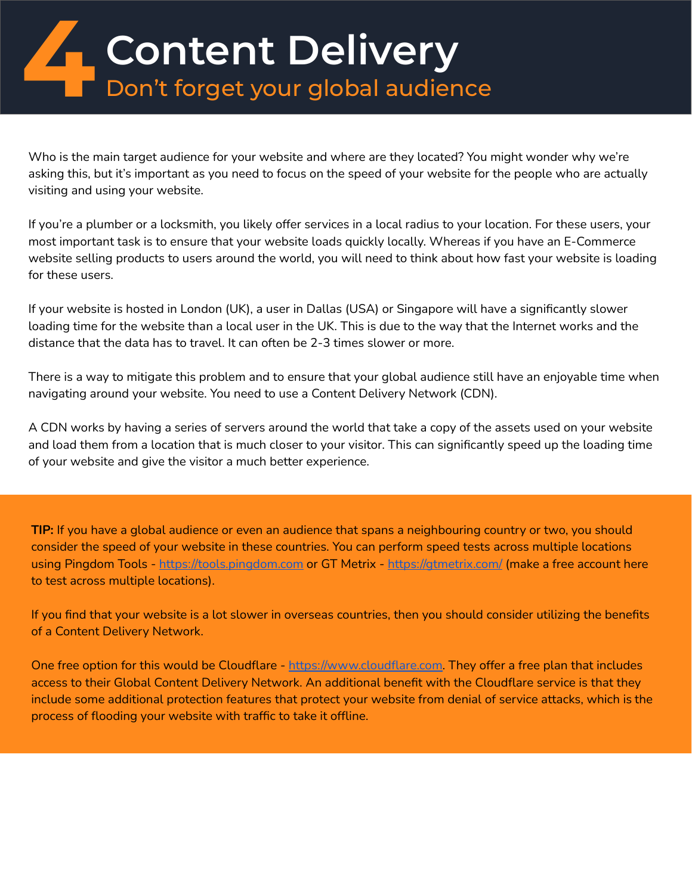# 4 Content Delivery

## Don't forget your global audience

Who is the main target audience for your website and where are they located? You might wonder why we're asking this, but it's important as you need to focus on the speed of your website for the people who are actually visiting and using your website.

If you're a plumber or a locksmith, you likely offer services in a local radius to your location. For these users, your most important task is to ensure that your website loads quickly locally. Whereas if you have an E-Commerce website selling products to users around the world, you will need to think about how fast your website is loading for these users.

If your website is hosted in London (UK), a user in Dallas (USA) or Singapore will have a significantly slower loading time for the website than a local user in the UK. This is due to the way that the Internet works and the distance that the data has to travel. It can often be 2-3 times slower or more.

There is a way to mitigate this problem and to ensure that your global audience still have an enjoyable time when navigating around your website. You need to use a Content Delivery Network (CDN).

A CDN works by having a series of servers around the world that take a copy of the assets used on your website and load them from a location that is much closer to your visitor. This can significantly speed up the loading time of your website and give the visitor a much better experience.

**TIP:** If you have a global audience or even an audience that spans a neighbouring country or two, you should consider the speed of your website in these countries. You can perform speed tests across multiple locations using Pingdom Tools - https://tools.pingdom.com or GT Metrix - https://gtmetrix.com/ (make a free account here to test across multiple locations).

If you find that your website is a lot slower in overseas countries, then you should consider utilizing the benefits of a Content Delivery Network.

One free option for this would be Cloudflare - https://www.cloudflare.com. They offer a free plan that includes access to their Global Content Delivery Network. An additional benefit with the Cloudflare service is that they include some additional protection features that protect your website from denial of service attacks, which is the process of flooding your website with traffic to take it offline.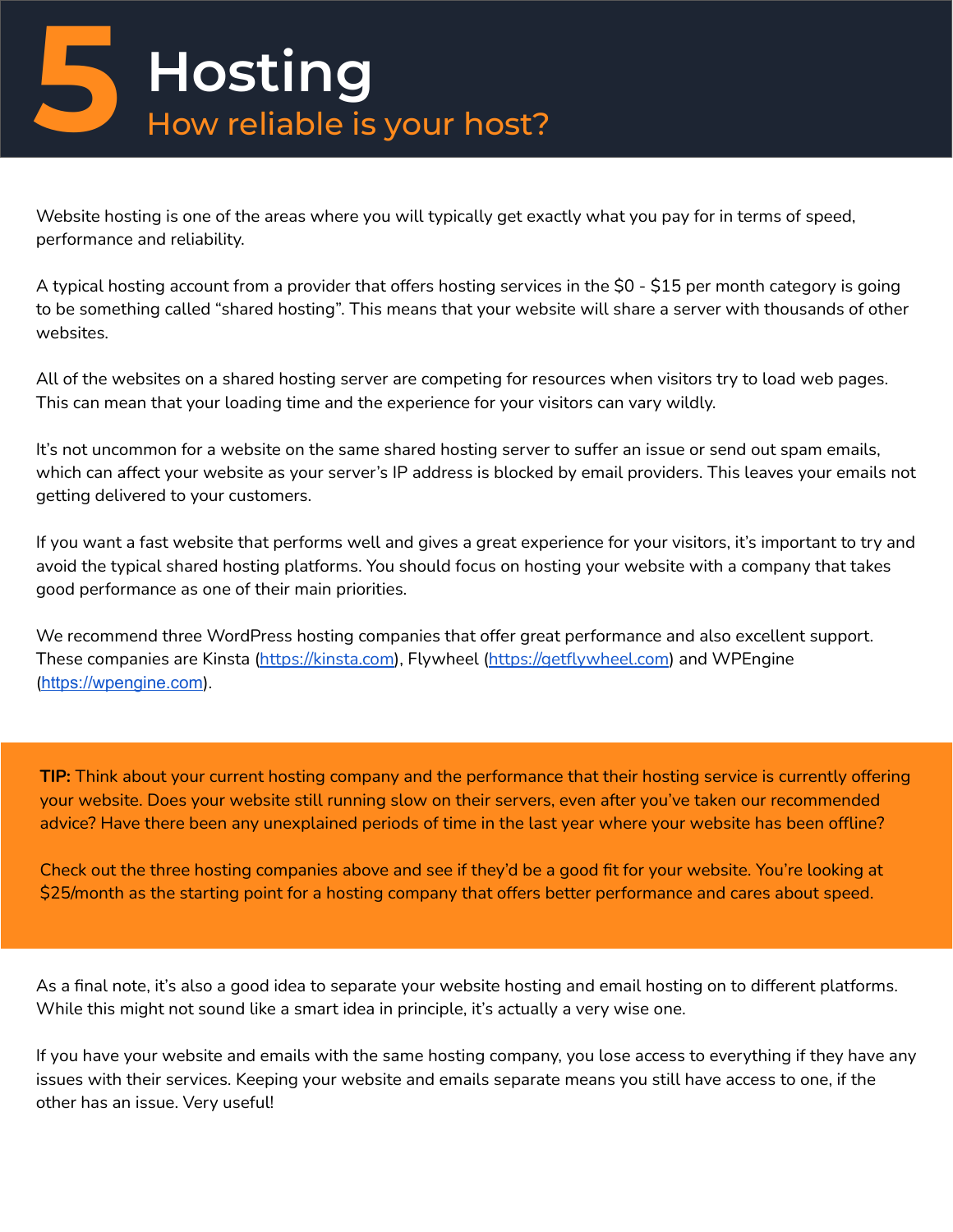# 5 Hosting

## How reliable is your host?

Website hosting is one of the areas where you will typically get exactly what you pay for in terms of speed, performance and reliability.

A typical hosting account from a provider that offers hosting services in the $0 - $15 per month category is going to be something called "shared hosting". This means that your website will share a server with thousands of other websites.

All of the websites on a shared hosting server are competing for resources when visitors try to load web pages. This can mean that your loading time and the experience for your visitors can vary wildly.

It's not uncommon for a website on the same shared hosting server to suffer an issue or send out spam emails, which can affect your website as your server's IP address is blocked by email providers. This leaves your emails not getting delivered to your customers.

If you want a fast website that performs well and gives a great experience for your visitors, it's important to try and avoid the typical shared hosting platforms. You should focus on hosting your website with a company that takes good performance as one of their main priorities.

We recommend three WordPress hosting companies that offer great performance and also excellent support. These companies are Kinsta (https://kinsta.com), Flywheel (https://getflywheel.com) and WPEngine (https://wpengine.com).

**TIP:** Think about your current hosting company and the performance that their hosting service is currently offering your website. Does your website still running slow on their servers, even after you've taken our recommended advice? Have there been any unexplained periods of time in the last year where your website has been offline?

Check out the three hosting companies above and see if they'd be a good fit for your website. You're looking at $25/month as the starting point for a hosting company that offers better performance and cares about speed.

As a final note, it's also a good idea to separate your website hosting and email hosting on to different platforms. While this might not sound like a smart idea in principle, it's actually a very wise one.

If you have your website and emails with the same hosting company, you lose access to everything if they have any issues with their services. Keeping your website and emails separate means you still have access to one, if the other has an issue. Very useful!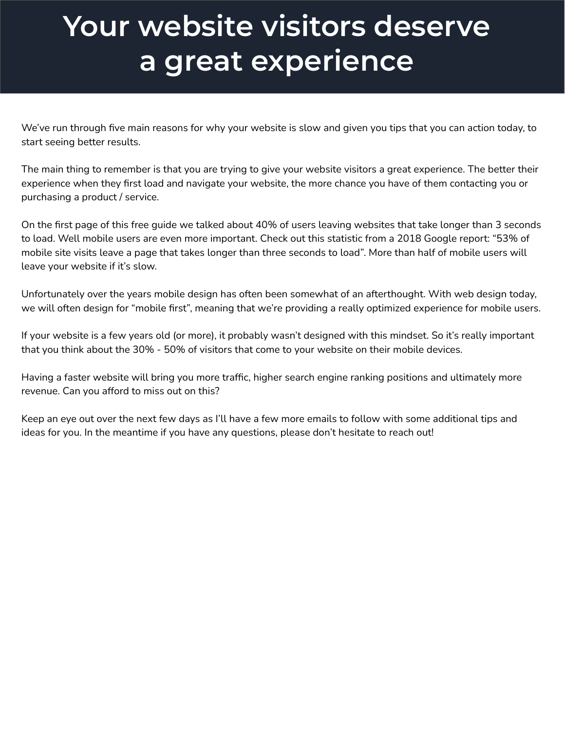# Your website visitors deserve a great experience

We've run through five main reasons for why your website is slow and given you tips that you can action today, to start seeing better results.

The main thing to remember is that you are trying to give your website visitors a great experience. The better their experience when they first load and navigate your website, the more chance you have of them contacting you or purchasing a product / service.

On the first page of this free guide we talked about 40% of users leaving websites that take longer than 3 seconds to load. Well mobile users are even more important. Check out this statistic from a 2018 Google report: "53% of mobile site visits leave a page that takes longer than three seconds to load". More than half of mobile users will leave your website if it's slow.

Unfortunately over the years mobile design has often been somewhat of an afterthought. With web design today, we will often design for "mobile first", meaning that we're providing a really optimized experience for mobile users.

If your website is a few years old (or more), it probably wasn't designed with this mindset. So it's really important that you think about the 30% - 50% of visitors that come to your website on their mobile devices.

Having a faster website will bring you more traffic, higher search engine ranking positions and ultimately more revenue. Can you afford to miss out on this?

Keep an eye out over the next few days as I'll have a few more emails to follow with some additional tips and ideas for you. In the meantime if you have any questions, please don't hesitate to reach out!